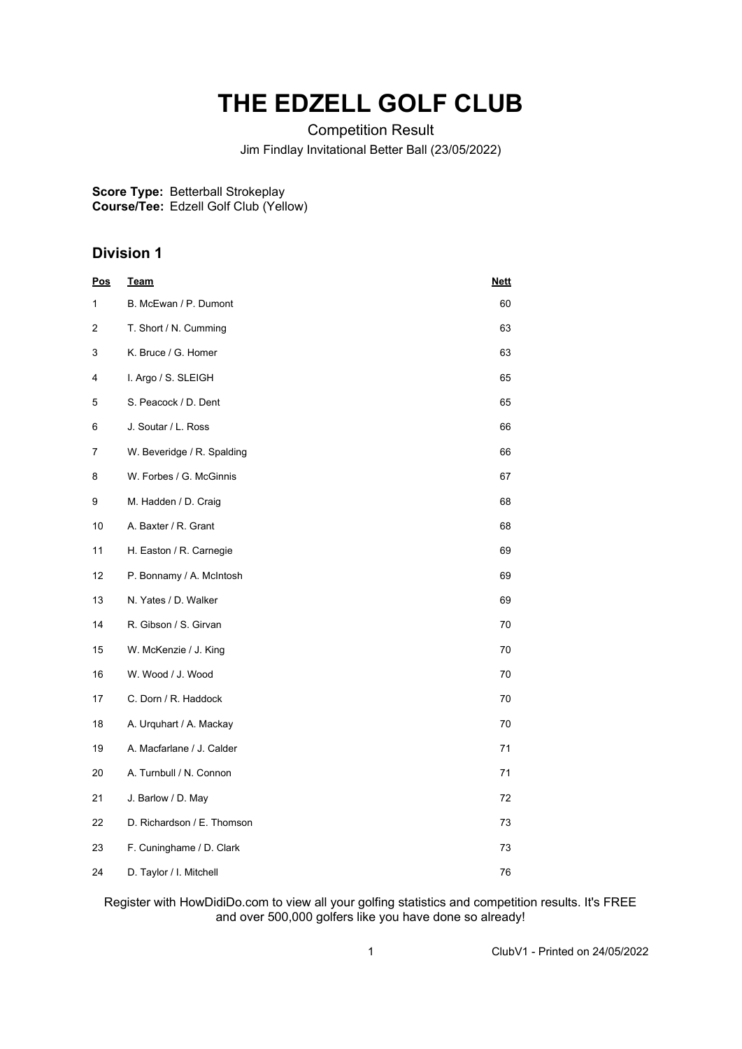# THE EDZELL GOLF CLUB

Competition Result

Jim Findlay Invitational Better Ball (23/05/2022)

**Score Type:** Betterball Strokeplay
**Course/Tee:** Edzell Golf Club (Yellow)

## Division 1

| Pos | Team | Nett |
|---|---|---|
| 1 | B. McEwan / P. Dumont | 60 |
| 2 | T. Short / N. Cumming | 63 |
| 3 | K. Bruce / G. Homer | 63 |
| 4 | I. Argo / S. SLEIGH | 65 |
| 5 | S. Peacock / D. Dent | 65 |
| 6 | J. Soutar / L. Ross | 66 |
| 7 | W. Beveridge / R. Spalding | 66 |
| 8 | W. Forbes / G. McGinnis | 67 |
| 9 | M. Hadden / D. Craig | 68 |
| 10 | A. Baxter / R. Grant | 68 |
| 11 | H. Easton / R. Carnegie | 69 |
| 12 | P. Bonnamy / A. McIntosh | 69 |
| 13 | N. Yates / D. Walker | 69 |
| 14 | R. Gibson / S. Girvan | 70 |
| 15 | W. McKenzie / J. King | 70 |
| 16 | W. Wood / J. Wood | 70 |
| 17 | C. Dorn / R. Haddock | 70 |
| 18 | A. Urquhart / A. Mackay | 70 |
| 19 | A. Macfarlane / J. Calder | 71 |
| 20 | A. Turnbull / N. Connon | 71 |
| 21 | J. Barlow / D. May | 72 |
| 22 | D. Richardson / E. Thomson | 73 |
| 23 | F. Cuninghame / D. Clark | 73 |
| 24 | D. Taylor / I. Mitchell | 76 |

Register with HowDidiDo.com to view all your golfing statistics and competition results. It's FREE and over 500,000 golfers like you have done so already!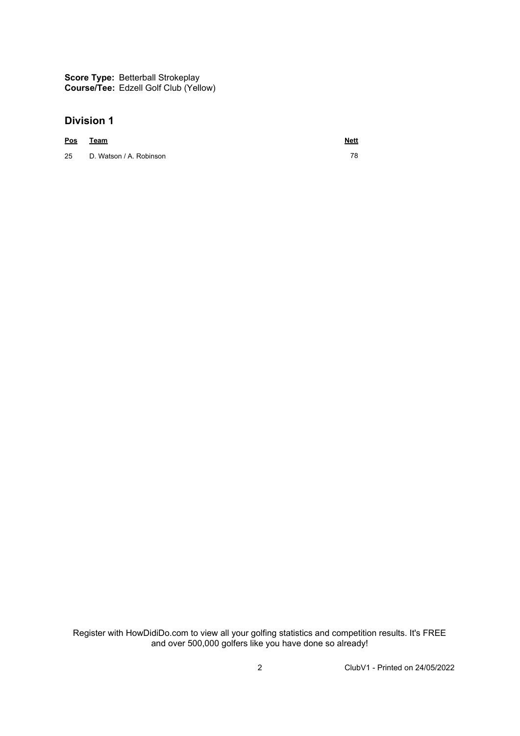**Score Type:** Betterball Strokeplay
**Course/Tee:** Edzell Golf Club (Yellow)

## Division 1

| Pos | Team | Nett |
|---|---|---|
| 25 | D. Watson / A. Robinson | 78 |

Register with HowDidiDo.com to view all your golfing statistics and competition results. It's FREE and over 500,000 golfers like you have done so already!

ClubV1 - Printed on 24/05/2022